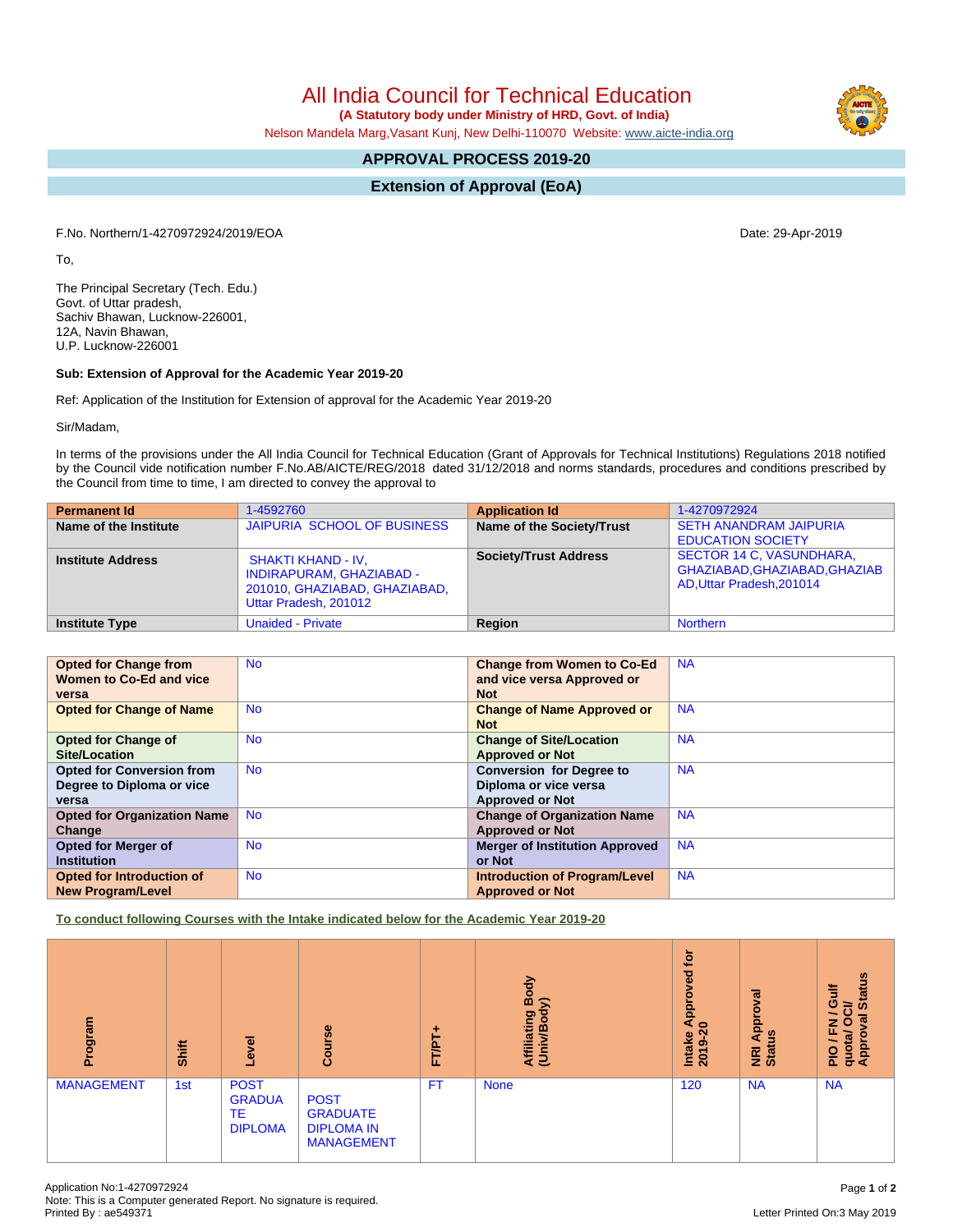# All India Council for Technical Education

**(A Statutory body under Ministry of HRD, Govt. of India)**

Nelson Mandela Marg,Vasant Kunj, New Delhi-110070 Website: www.aicte-india.org

## APPROVAL PROCESS 2019-20

## Extension of Approval (EoA)

F.No. Northern/1-4270972924/2019/EOA

Date: 29-Apr-2019

To,

The Principal Secretary (Tech. Edu.)
Govt. of Uttar pradesh,
Sachiv Bhawan, Lucknow-226001,
12A, Navin Bhawan,
U.P. Lucknow-226001

**Sub: Extension of Approval for the Academic Year 2019-20**

Ref: Application of the Institution for Extension of approval for the Academic Year 2019-20

Sir/Madam,

In terms of the provisions under the All India Council for Technical Education (Grant of Approvals for Technical Institutions) Regulations 2018 notified by the Council vide notification number F.No.AB/AICTE/REG/2018 dated 31/12/2018 and norms standards, procedures and conditions prescribed by the Council from time to time, I am directed to convey the approval to

| **Permanent Id** | 1-4592760 | **Application Id** | 1-4270972924 |
|---|---|---|---|
| **Name of the Institute** | JAIPURIA SCHOOL OF BUSINESS | **Name of the Society/Trust** | SETH ANANDRAM JAIPURIA EDUCATION SOCIETY |
| **Institute Address** | SHAKTI KHAND - IV, INDIRAPURAM, GHAZIABAD - 201010, GHAZIABAD, GHAZIABAD, Uttar Pradesh, 201012 | **Society/Trust Address** | SECTOR 14 C, VASUNDHARA, GHAZIABAD,GHAZIABAD,GHAZIABAD,Uttar Pradesh,201014 |
| **Institute Type** | Unaided - Private | **Region** | Northern |

| **Opted for Change from Women to Co-Ed and vice versa** | No | **Change from Women to Co-Ed and vice versa Approved or Not** | NA |
|---|---|---|---|
| **Opted for Change of Name** | No | **Change of Name Approved or Not** | NA |
| **Opted for Change of Site/Location** | No | **Change of Site/Location Approved or Not** | NA |
| **Opted for Conversion from Degree to Diploma or vice versa** | No | **Conversion for Degree to Diploma or vice versa Approved or Not** | NA |
| **Opted for Organization Name Change** | No | **Change of Organization Name Approved or Not** | NA |
| **Opted for Merger of Institution** | No | **Merger of Institution Approved or Not** | NA |
| **Opted for Introduction of New Program/Level** | No | **Introduction of Program/Level Approved or Not** | NA |

**To conduct following Courses with the Intake indicated below for the Academic Year 2019-20**

| Program | Shift | Level | Course | FT/PT+ | Affiliating Body (Univ/Body) | Intake Approved for 2019-20 | NRI Approval Status | PIO / FN / Gulf quota/ OCI/ Approval Status |
|---|---|---|---|---|---|---|---|---|
| MANAGEMENT | 1st | POST GRADUATE DIPLOMA | POST GRADUATE DIPLOMA IN MANAGEMENT | FT | None | 120 | NA | NA |

Application No:1-4270972924
Note: This is a Computer generated Report. No signature is required.
Printed By : ae549371

Letter Printed On:3 May 2019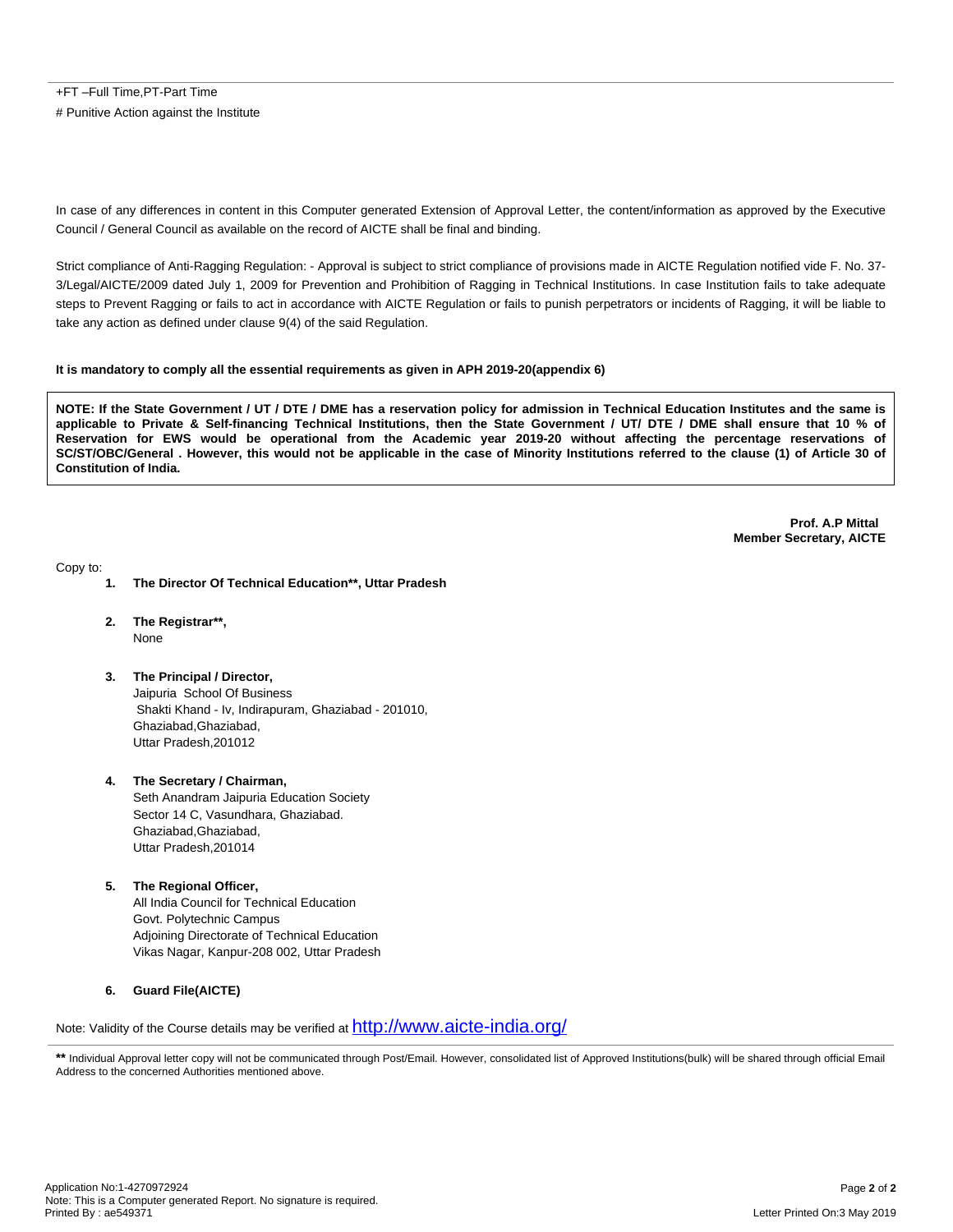+FT –Full Time,PT-Part Time

# Punitive Action against the Institute

In case of any differences in content in this Computer generated Extension of Approval Letter, the content/information as approved by the Executive Council / General Council as available on the record of AICTE shall be final and binding.

Strict compliance of Anti-Ragging Regulation: - Approval is subject to strict compliance of provisions made in AICTE Regulation notified vide F. No. 37-3/Legal/AICTE/2009 dated July 1, 2009 for Prevention and Prohibition of Ragging in Technical Institutions. In case Institution fails to take adequate steps to Prevent Ragging or fails to act in accordance with AICTE Regulation or fails to punish perpetrators or incidents of Ragging, it will be liable to take any action as defined under clause 9(4) of the said Regulation.

**It is mandatory to comply all the essential requirements as given in APH 2019-20(appendix 6)**

**NOTE: If the State Government / UT / DTE / DME has a reservation policy for admission in Technical Education Institutes and the same is applicable to Private & Self-financing Technical Institutions, then the State Government / UT/ DTE / DME shall ensure that 10 % of Reservation for EWS would be operational from the Academic year 2019-20 without affecting the percentage reservations of SC/ST/OBC/General . However, this would not be applicable in the case of Minority Institutions referred to the clause (1) of Article 30 of Constitution of India.**

**Prof. A.P Mittal**
**Member Secretary, AICTE**

Copy to:

1. **The Director Of Technical Education**\*\*, Uttar Pradesh**

2. **The Registrar\*\*,**
   None

3. **The Principal / Director,**
   Jaipuria School Of Business
   Shakti Khand - Iv, Indirapuram, Ghaziabad - 201010,
   Ghaziabad,Ghaziabad,
   Uttar Pradesh,201012

4. **The Secretary / Chairman,**
   Seth Anandram Jaipuria Education Society
   Sector 14 C, Vasundhara, Ghaziabad.
   Ghaziabad,Ghaziabad,
   Uttar Pradesh,201014

5. **The Regional Officer,**
   All India Council for Technical Education
   Govt. Polytechnic Campus
   Adjoining Directorate of Technical Education
   Vikas Nagar, Kanpur-208 002, Uttar Pradesh

6. **Guard File(AICTE)**

Note: Validity of the Course details may be verified at http://www.aicte-india.org/

**\*\*** Individual Approval letter copy will not be communicated through Post/Email. However, consolidated list of Approved Institutions(bulk) will be shared through official Email Address to the concerned Authorities mentioned above.

Application No:1-4270972924
Note: This is a Computer generated Report. No signature is required.
Printed By : ae549371

Letter Printed On:3 May 2019